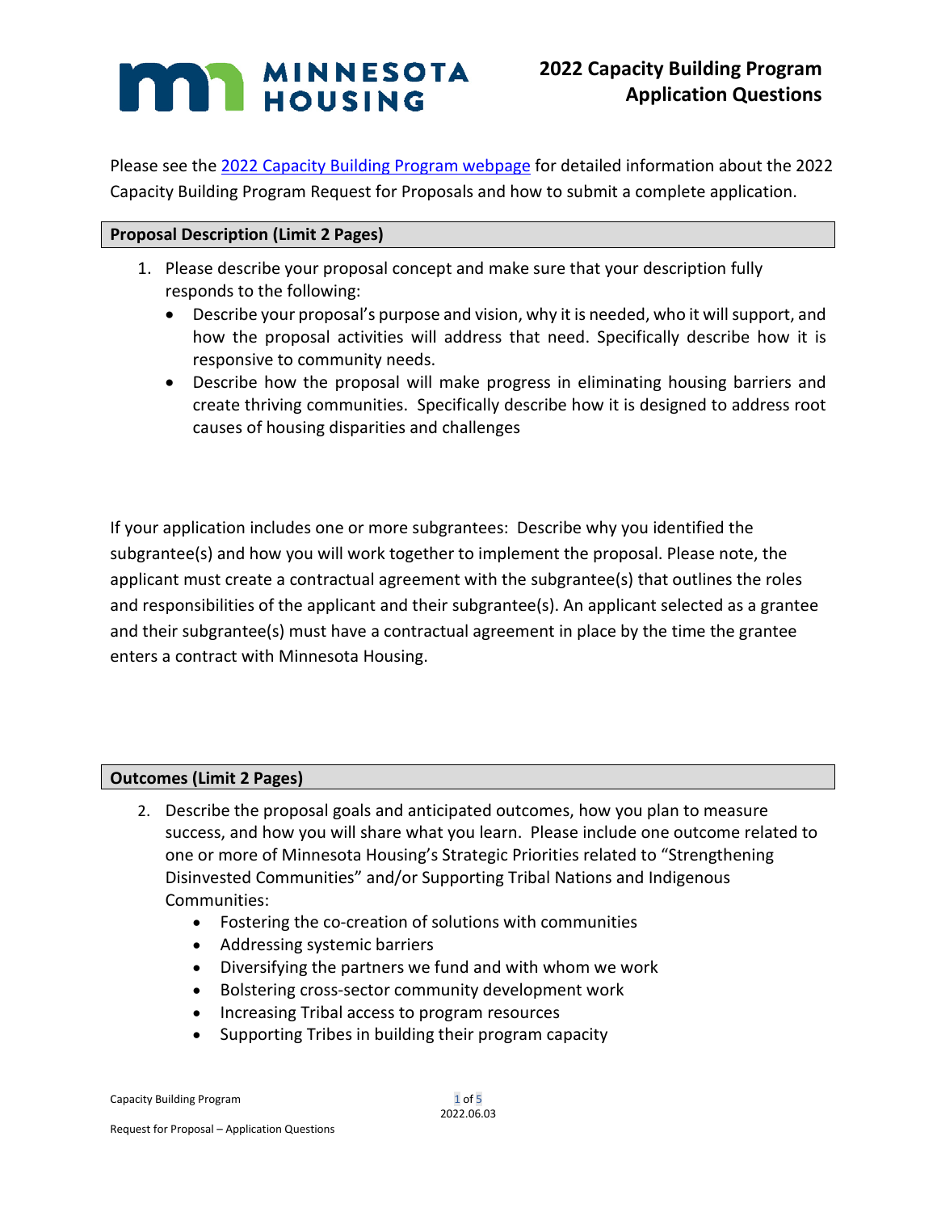MINNESOTA HOUSING

# 2022 Capacity Building Program Application Questions

Please see the [2022 Capacity Building Program webpage]() for detailed information about the 2022 Capacity Building Program Request for Proposals and how to submit a complete application.

## Proposal Description (Limit 2 Pages)

1. Please describe your proposal concept and make sure that your description fully responds to the following:
   - Describe your proposal's purpose and vision, why it is needed, who it will support, and how the proposal activities will address that need. Specifically describe how it is responsive to community needs.
   - Describe how the proposal will make progress in eliminating housing barriers and create thriving communities. Specifically describe how it is designed to address root causes of housing disparities and challenges

If your application includes one or more subgrantees: Describe why you identified the subgrantee(s) and how you will work together to implement the proposal. Please note, the applicant must create a contractual agreement with the subgrantee(s) that outlines the roles and responsibilities of the applicant and their subgrantee(s). An applicant selected as a grantee and their subgrantee(s) must have a contractual agreement in place by the time the grantee enters a contract with Minnesota Housing.

## Outcomes (Limit 2 Pages)

2. Describe the proposal goals and anticipated outcomes, how you plan to measure success, and how you will share what you learn. Please include one outcome related to one or more of Minnesota Housing's Strategic Priorities related to "Strengthening Disinvested Communities" and/or Supporting Tribal Nations and Indigenous Communities:
   - Fostering the co-creation of solutions with communities
   - Addressing systemic barriers
   - Diversifying the partners we fund and with whom we work
   - Bolstering cross-sector community development work
   - Increasing Tribal access to program resources
   - Supporting Tribes in building their program capacity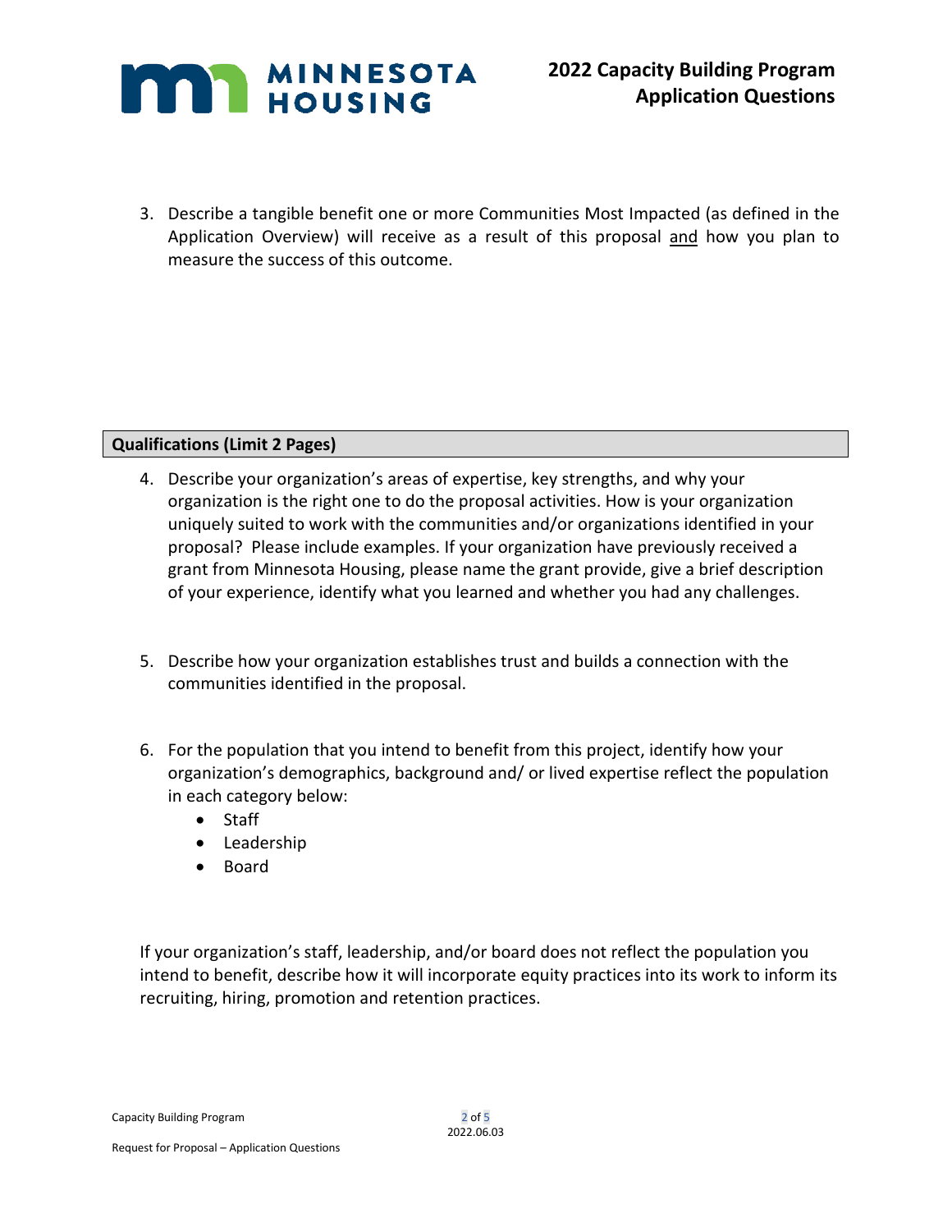3. Describe a tangible benefit one or more Communities Most Impacted (as defined in the Application Overview) will receive as a result of this proposal <u>and</u> how you plan to measure the success of this outcome.

## Qualifications (Limit 2 Pages)

4. Describe your organization's areas of expertise, key strengths, and why your organization is the right one to do the proposal activities. How is your organization uniquely suited to work with the communities and/or organizations identified in your proposal? Please include examples. If your organization have previously received a grant from Minnesota Housing, please name the grant provide, give a brief description of your experience, identify what you learned and whether you had any challenges.

5. Describe how your organization establishes trust and builds a connection with the communities identified in the proposal.

6. For the population that you intend to benefit from this project, identify how your organization's demographics, background and/ or lived expertise reflect the population in each category below:
   - Staff
   - Leadership
   - Board

If your organization's staff, leadership, and/or board does not reflect the population you intend to benefit, describe how it will incorporate equity practices into its work to inform its recruiting, hiring, promotion and retention practices.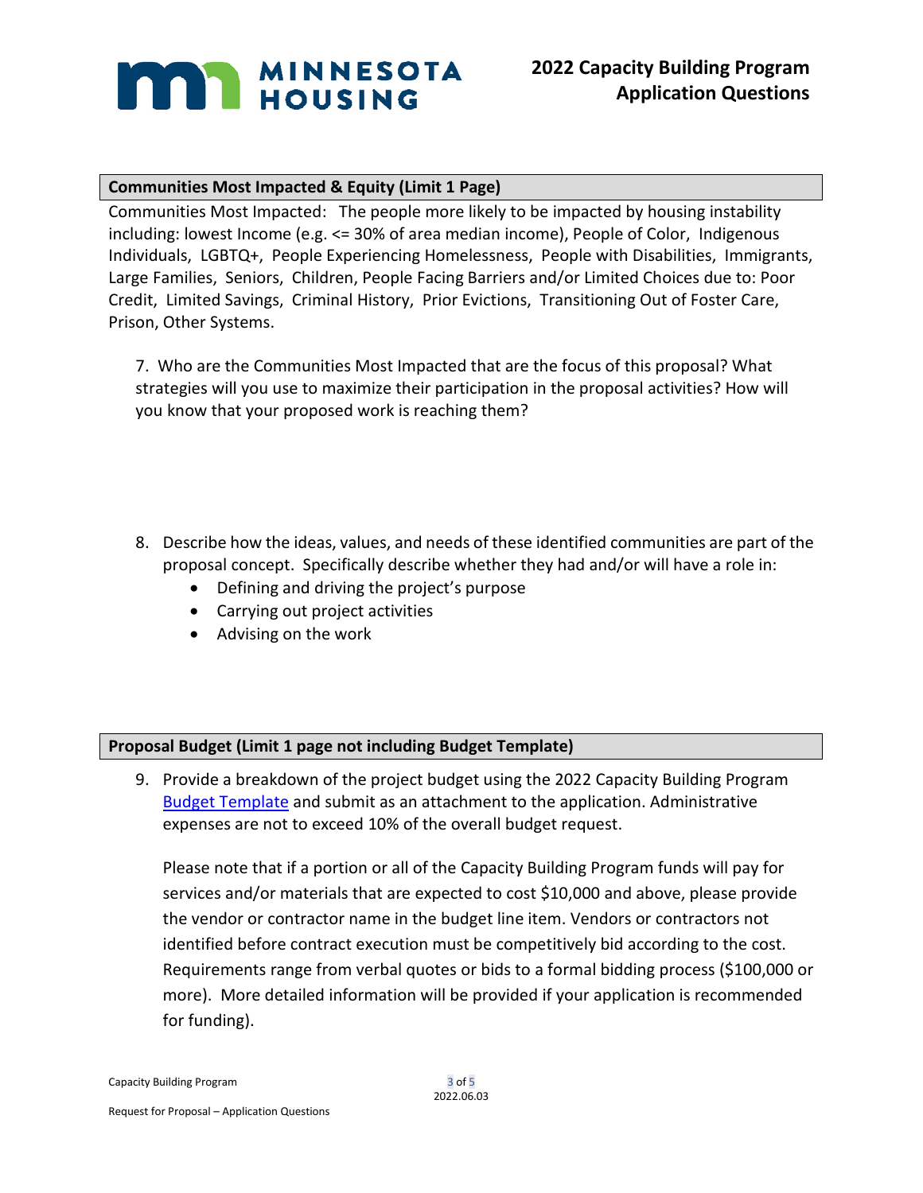## Communities Most Impacted & Equity (Limit 1 Page)

Communities Most Impacted: The people more likely to be impacted by housing instability including: lowest Income (e.g. <= 30% of area median income), People of Color, Indigenous Individuals, LGBTQ+, People Experiencing Homelessness, People with Disabilities, Immigrants, Large Families, Seniors, Children, People Facing Barriers and/or Limited Choices due to: Poor Credit, Limited Savings, Criminal History, Prior Evictions, Transitioning Out of Foster Care, Prison, Other Systems.

7. Who are the Communities Most Impacted that are the focus of this proposal? What strategies will you use to maximize their participation in the proposal activities? How will you know that your proposed work is reaching them?

8. Describe how the ideas, values, and needs of these identified communities are part of the proposal concept. Specifically describe whether they had and/or will have a role in:
   - Defining and driving the project's purpose
   - Carrying out project activities
   - Advising on the work

## Proposal Budget (Limit 1 page not including Budget Template)

9. Provide a breakdown of the project budget using the 2022 Capacity Building Program Budget Template and submit as an attachment to the application. Administrative expenses are not to exceed 10% of the overall budget request.

   Please note that if a portion or all of the Capacity Building Program funds will pay for services and/or materials that are expected to cost $10,000 and above, please provide the vendor or contractor name in the budget line item. Vendors or contractors not identified before contract execution must be competitively bid according to the cost. Requirements range from verbal quotes or bids to a formal bidding process ($100,000 or more). More detailed information will be provided if your application is recommended for funding).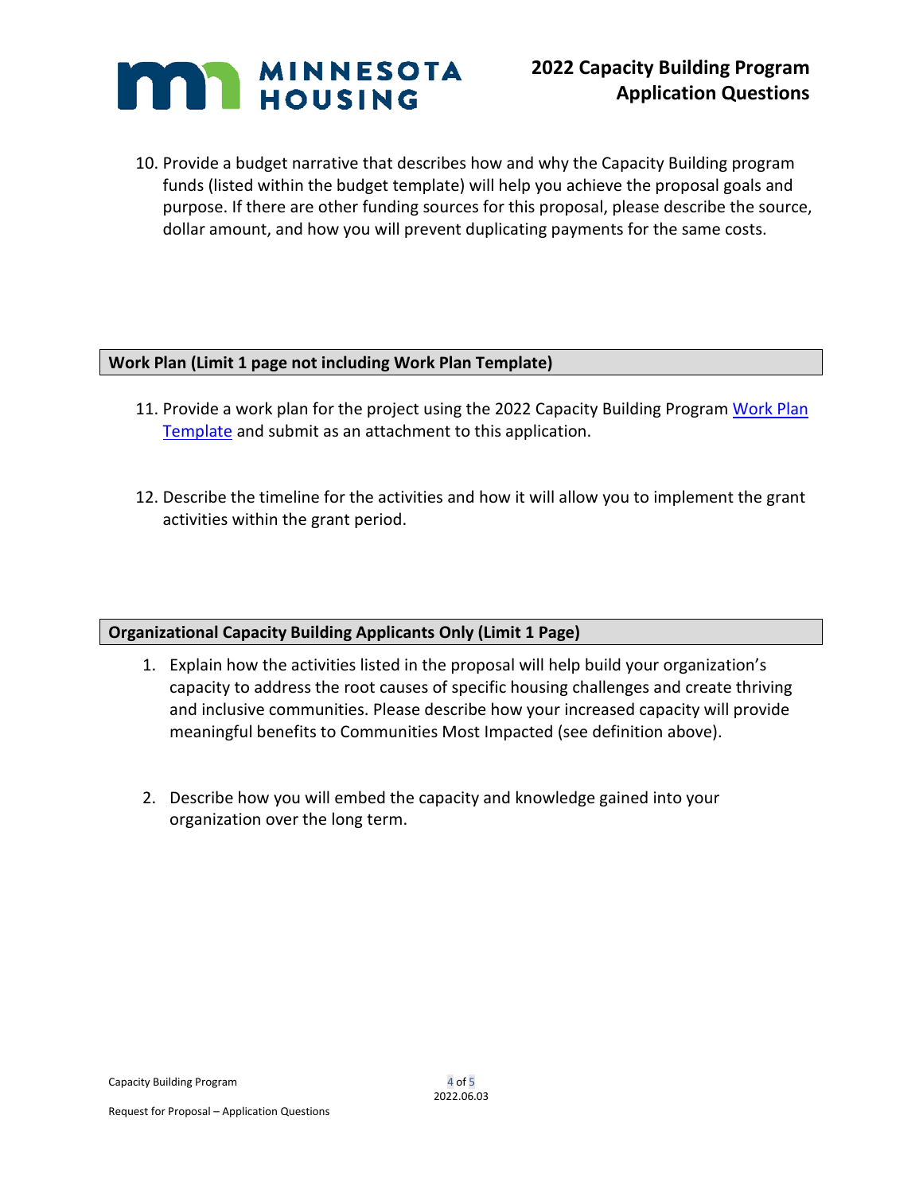10. Provide a budget narrative that describes how and why the Capacity Building program funds (listed within the budget template) will help you achieve the proposal goals and purpose. If there are other funding sources for this proposal, please describe the source, dollar amount, and how you will prevent duplicating payments for the same costs.

## Work Plan (Limit 1 page not including Work Plan Template)

11. Provide a work plan for the project using the 2022 Capacity Building Program Work Plan Template and submit as an attachment to this application.

12. Describe the timeline for the activities and how it will allow you to implement the grant activities within the grant period.

## Organizational Capacity Building Applicants Only (Limit 1 Page)

1. Explain how the activities listed in the proposal will help build your organization's capacity to address the root causes of specific housing challenges and create thriving and inclusive communities. Please describe how your increased capacity will provide meaningful benefits to Communities Most Impacted (see definition above).

2. Describe how you will embed the capacity and knowledge gained into your organization over the long term.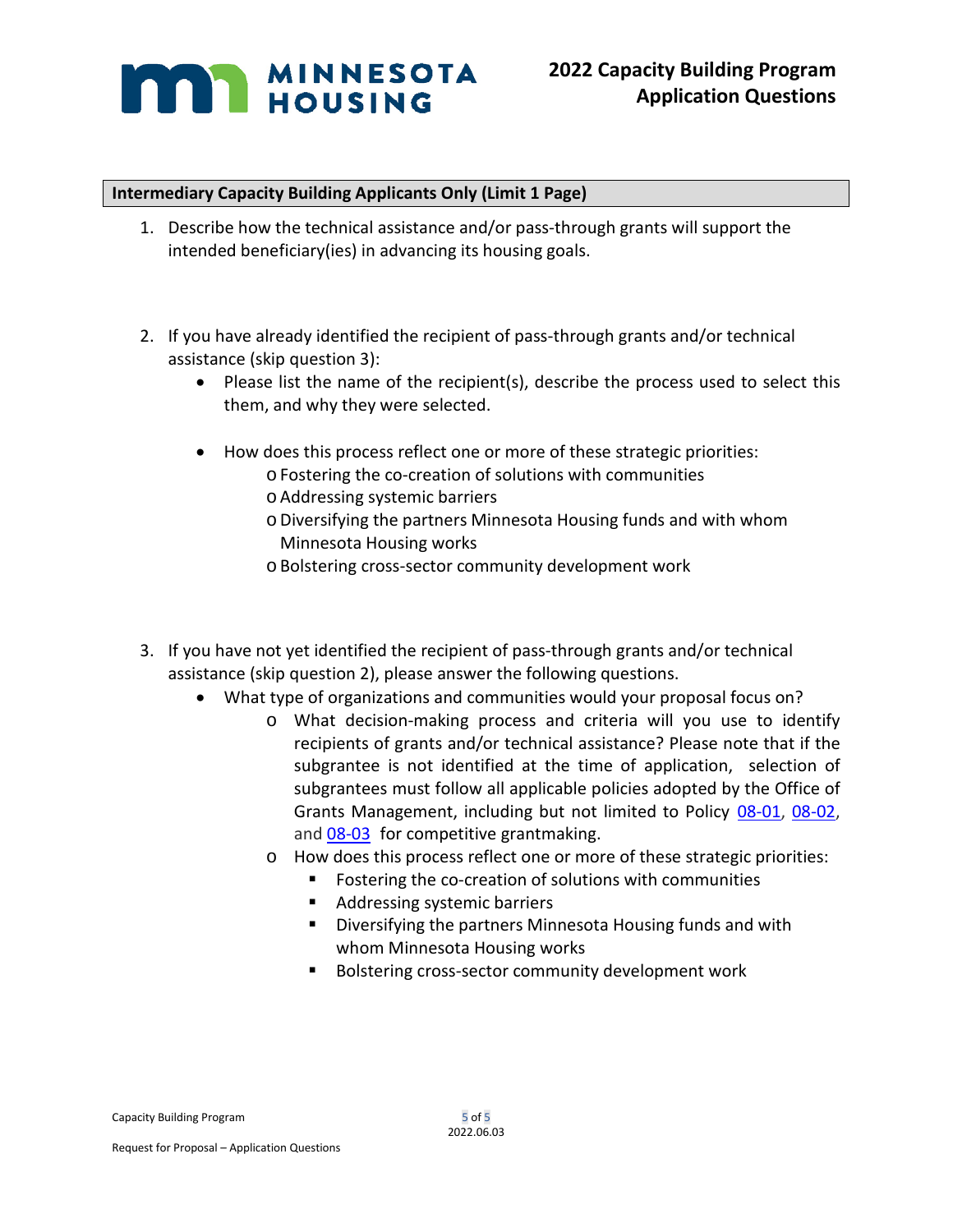**Intermediary Capacity Building Applicants Only (Limit 1 Page)**

1. Describe how the technical assistance and/or pass-through grants will support the intended beneficiary(ies) in advancing its housing goals.

2. If you have already identified the recipient of pass-through grants and/or technical assistance (skip question 3):
   - Please list the name of the recipient(s), describe the process used to select this them, and why they were selected.
   - How does this process reflect one or more of these strategic priorities:
     - Fostering the co-creation of solutions with communities
     - Addressing systemic barriers
     - Diversifying the partners Minnesota Housing funds and with whom Minnesota Housing works
     - Bolstering cross-sector community development work

3. If you have not yet identified the recipient of pass-through grants and/or technical assistance (skip question 2), please answer the following questions.
   - What type of organizations and communities would your proposal focus on?
     - What decision-making process and criteria will you use to identify recipients of grants and/or technical assistance? Please note that if the subgrantee is not identified at the time of application, selection of subgrantees must follow all applicable policies adopted by the Office of Grants Management, including but not limited to Policy 08-01, 08-02, and 08-03 for competitive grantmaking.
     - How does this process reflect one or more of these strategic priorities:
       - Fostering the co-creation of solutions with communities
       - Addressing systemic barriers
       - Diversifying the partners Minnesota Housing funds and with whom Minnesota Housing works
       - Bolstering cross-sector community development work